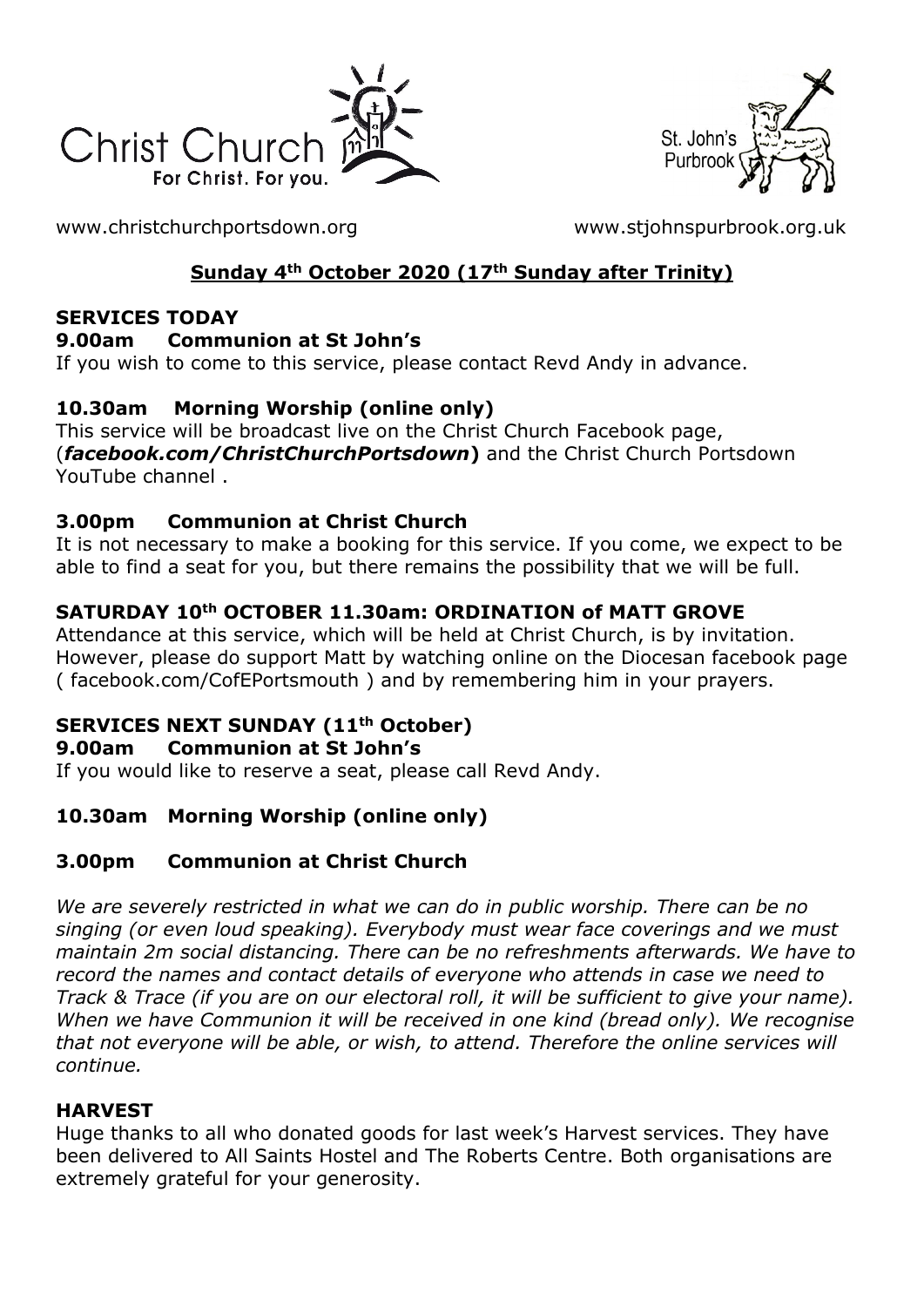Christ Church For Christ. For you.

St. John's Purbrook

www.christchurchportsdown.org www.stjohnspurbrook.org.uk

**Sunday 4th October 2020 (17th Sunday after Trinity)**

**SERVICES TODAY**

**9.00am Communion at St John's**

If you wish to come to this service, please contact Revd Andy in advance.

**10.30am Morning Worship (online only)**

This service will be broadcast live on the Christ Church Facebook page, (***facebook.com/ChristChurchPortsdown***) and the Christ Church Portsdown YouTube channel .

**3.00pm Communion at Christ Church**

It is not necessary to make a booking for this service. If you come, we expect to be able to find a seat for you, but there remains the possibility that we will be full.

**SATURDAY 10th OCTOBER 11.30am: ORDINATION of MATT GROVE**

Attendance at this service, which will be held at Christ Church, is by invitation. However, please do support Matt by watching online on the Diocesan facebook page ( facebook.com/CofEPortsmouth ) and by remembering him in your prayers.

**SERVICES NEXT SUNDAY (11th October)**

**9.00am Communion at St John's**

If you would like to reserve a seat, please call Revd Andy.

**10.30am Morning Worship (online only)**

**3.00pm Communion at Christ Church**

*We are severely restricted in what we can do in public worship. There can be no singing (or even loud speaking). Everybody must wear face coverings and we must maintain 2m social distancing. There can be no refreshments afterwards. We have to record the names and contact details of everyone who attends in case we need to Track & Trace (if you are on our electoral roll, it will be sufficient to give your name). When we have Communion it will be received in one kind (bread only). We recognise that not everyone will be able, or wish, to attend. Therefore the online services will continue.*

**HARVEST**

Huge thanks to all who donated goods for last week's Harvest services. They have been delivered to All Saints Hostel and The Roberts Centre. Both organisations are extremely grateful for your generosity.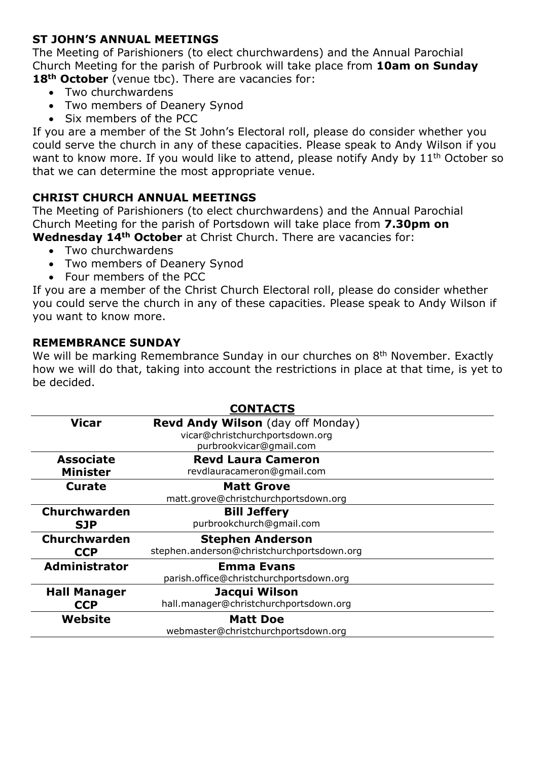**ST JOHN'S ANNUAL MEETINGS**

The Meeting of Parishioners (to elect churchwardens) and the Annual Parochial Church Meeting for the parish of Purbrook will take place from **10am on Sunday 18th October** (venue tbc). There are vacancies for:

- Two churchwardens
- Two members of Deanery Synod
- Six members of the PCC

If you are a member of the St John's Electoral roll, please do consider whether you could serve the church in any of these capacities. Please speak to Andy Wilson if you want to know more. If you would like to attend, please notify Andy by 11th October so that we can determine the most appropriate venue.

**CHRIST CHURCH ANNUAL MEETINGS**

The Meeting of Parishioners (to elect churchwardens) and the Annual Parochial Church Meeting for the parish of Portsdown will take place from **7.30pm on Wednesday 14th October** at Christ Church. There are vacancies for:

- Two churchwardens
- Two members of Deanery Synod
- Four members of the PCC

If you are a member of the Christ Church Electoral roll, please do consider whether you could serve the church in any of these capacities. Please speak to Andy Wilson if you want to know more.

**REMEMBRANCE SUNDAY**

We will be marking Remembrance Sunday in our churches on 8th November. Exactly how we will do that, taking into account the restrictions in place at that time, is yet to be decided.

**CONTACTS**

| | |
|---|---|
| **Vicar** | **Revd Andy Wilson** (day off Monday)<br>vicar@christchurchportsdown.org<br>purbrookvicar@gmail.com |
| **Associate Minister** | **Revd Laura Cameron**<br>revdlauracameron@gmail.com |
| **Curate** | **Matt Grove**<br>matt.grove@christchurchportsdown.org |
| **Churchwarden SJP** | **Bill Jeffery**<br>purbrookchurch@gmail.com |
| **Churchwarden CCP** | **Stephen Anderson**<br>stephen.anderson@christchurchportsdown.org |
| **Administrator** | **Emma Evans**<br>parish.office@christchurchportsdown.org |
| **Hall Manager CCP** | **Jacqui Wilson**<br>hall.manager@christchurchportsdown.org |
| **Website** | **Matt Doe**<br>webmaster@christchurchportsdown.org |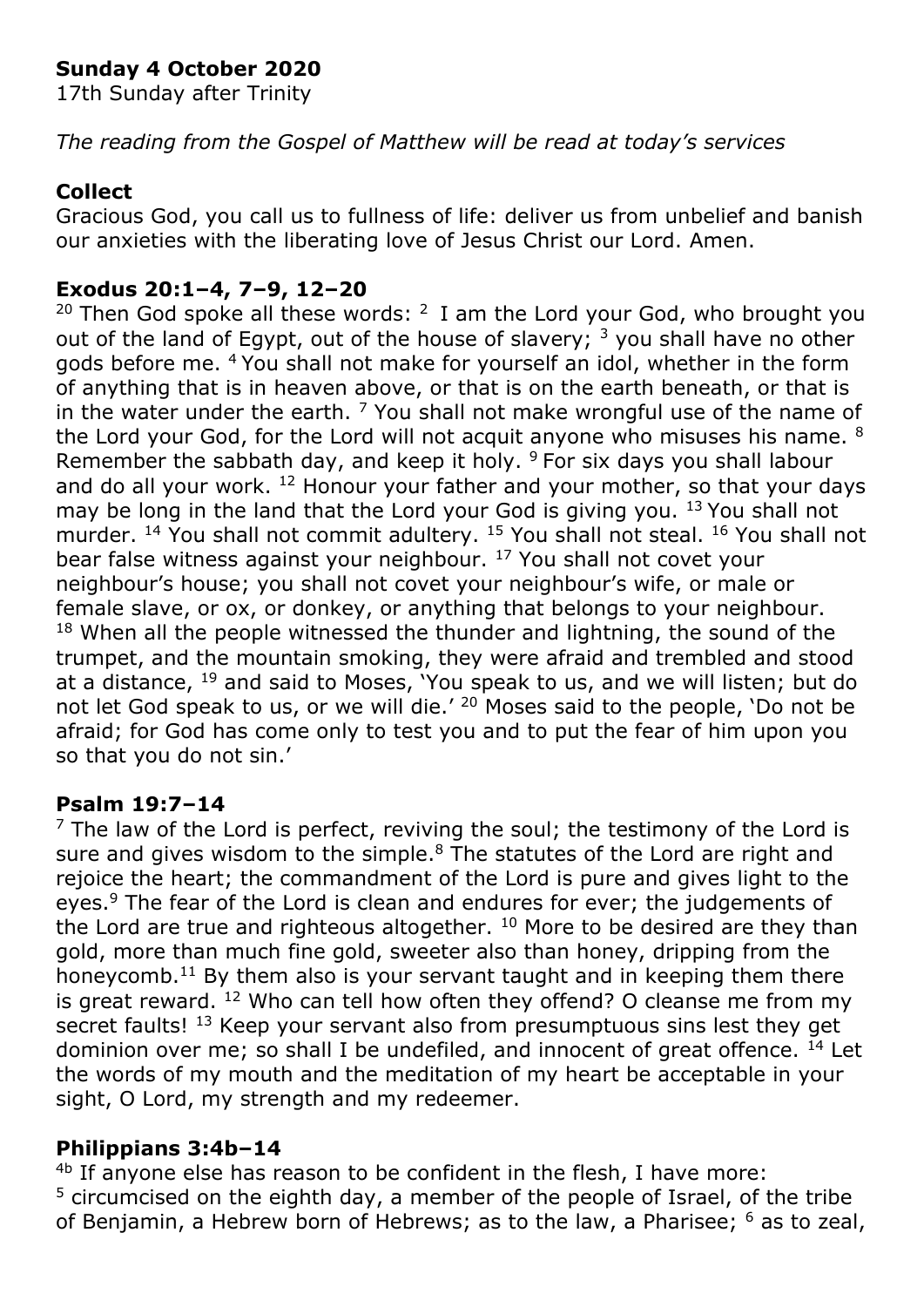**Sunday 4 October 2020**

17th Sunday after Trinity

*The reading from the Gospel of Matthew will be read at today's services*

**Collect**

Gracious God, you call us to fullness of life: deliver us from unbelief and banish our anxieties with the liberating love of Jesus Christ our Lord. Amen.

**Exodus 20:1–4, 7–9, 12–20**

[20] Then God spoke all these words: [2] I am the Lord your God, who brought you out of the land of Egypt, out of the house of slavery; [3] you shall have no other gods before me. [4] You shall not make for yourself an idol, whether in the form of anything that is in heaven above, or that is on the earth beneath, or that is in the water under the earth. [7] You shall not make wrongful use of the name of the Lord your God, for the Lord will not acquit anyone who misuses his name. [8] Remember the sabbath day, and keep it holy. [9] For six days you shall labour and do all your work. [12] Honour your father and your mother, so that your days may be long in the land that the Lord your God is giving you. [13] You shall not murder. [14] You shall not commit adultery. [15] You shall not steal. [16] You shall not bear false witness against your neighbour. [17] You shall not covet your neighbour's house; you shall not covet your neighbour's wife, or male or female slave, or ox, or donkey, or anything that belongs to your neighbour. [18] When all the people witnessed the thunder and lightning, the sound of the trumpet, and the mountain smoking, they were afraid and trembled and stood at a distance, [19] and said to Moses, 'You speak to us, and we will listen; but do not let God speak to us, or we will die.' [20] Moses said to the people, 'Do not be afraid; for God has come only to test you and to put the fear of him upon you so that you do not sin.'

**Psalm 19:7–14**

[7] The law of the Lord is perfect, reviving the soul; the testimony of the Lord is sure and gives wisdom to the simple.[8] The statutes of the Lord are right and rejoice the heart; the commandment of the Lord is pure and gives light to the eyes.[9] The fear of the Lord is clean and endures for ever; the judgements of the Lord are true and righteous altogether. [10] More to be desired are they than gold, more than much fine gold, sweeter also than honey, dripping from the honeycomb.[11] By them also is your servant taught and in keeping them there is great reward. [12] Who can tell how often they offend? O cleanse me from my secret faults! [13] Keep your servant also from presumptuous sins lest they get dominion over me; so shall I be undefiled, and innocent of great offence. [14] Let the words of my mouth and the meditation of my heart be acceptable in your sight, O Lord, my strength and my redeemer.

**Philippians 3:4b–14**

[4b] If anyone else has reason to be confident in the flesh, I have more: [5] circumcised on the eighth day, a member of the people of Israel, of the tribe of Benjamin, a Hebrew born of Hebrews; as to the law, a Pharisee; [6] as to zeal,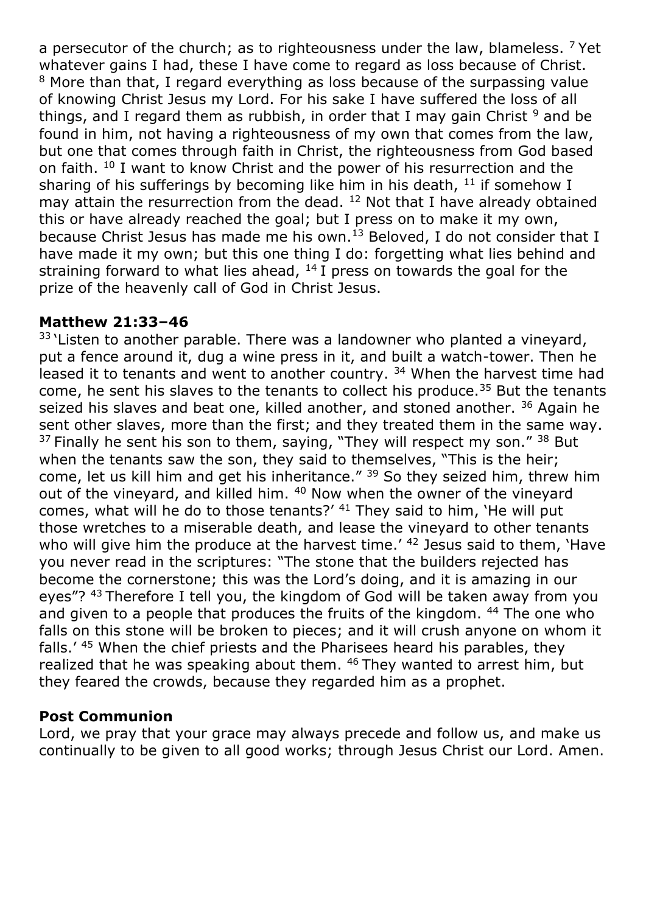a persecutor of the church; as to righteousness under the law, blameless. [7] Yet whatever gains I had, these I have come to regard as loss because of Christ. [8] More than that, I regard everything as loss because of the surpassing value of knowing Christ Jesus my Lord. For his sake I have suffered the loss of all things, and I regard them as rubbish, in order that I may gain Christ [9] and be found in him, not having a righteousness of my own that comes from the law, but one that comes through faith in Christ, the righteousness from God based on faith. [10] I want to know Christ and the power of his resurrection and the sharing of his sufferings by becoming like him in his death, [11] if somehow I may attain the resurrection from the dead. [12] Not that I have already obtained this or have already reached the goal; but I press on to make it my own, because Christ Jesus has made me his own.[13] Beloved, I do not consider that I have made it my own; but this one thing I do: forgetting what lies behind and straining forward to what lies ahead, [14] I press on towards the goal for the prize of the heavenly call of God in Christ Jesus.

**Matthew 21:33–46**

[33] 'Listen to another parable. There was a landowner who planted a vineyard, put a fence around it, dug a wine press in it, and built a watch-tower. Then he leased it to tenants and went to another country. [34] When the harvest time had come, he sent his slaves to the tenants to collect his produce.[35] But the tenants seized his slaves and beat one, killed another, and stoned another. [36] Again he sent other slaves, more than the first; and they treated them in the same way. [37] Finally he sent his son to them, saying, "They will respect my son." [38] But when the tenants saw the son, they said to themselves, "This is the heir; come, let us kill him and get his inheritance." [39] So they seized him, threw him out of the vineyard, and killed him. [40] Now when the owner of the vineyard comes, what will he do to those tenants?' [41] They said to him, 'He will put those wretches to a miserable death, and lease the vineyard to other tenants who will give him the produce at the harvest time.' [42] Jesus said to them, 'Have you never read in the scriptures: "The stone that the builders rejected has become the cornerstone; this was the Lord's doing, and it is amazing in our eyes"? [43] Therefore I tell you, the kingdom of God will be taken away from you and given to a people that produces the fruits of the kingdom. [44] The one who falls on this stone will be broken to pieces; and it will crush anyone on whom it falls.' [45] When the chief priests and the Pharisees heard his parables, they realized that he was speaking about them. [46] They wanted to arrest him, but they feared the crowds, because they regarded him as a prophet.

**Post Communion**

Lord, we pray that your grace may always precede and follow us, and make us continually to be given to all good works; through Jesus Christ our Lord. Amen.